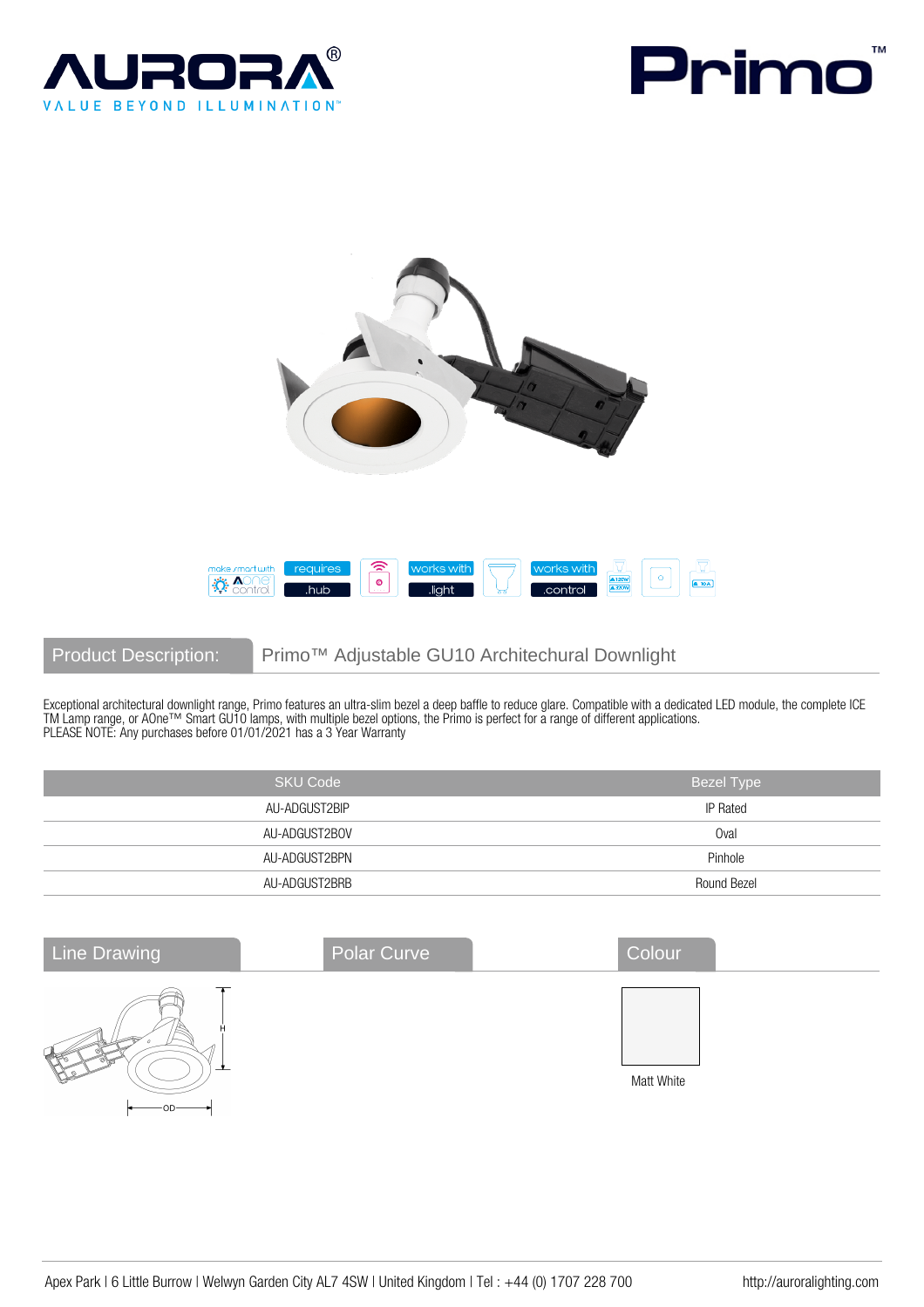# AURORA®

VALUE BEYOND ILLUMINATION™

# Primo™

make smart with AOne control | requires .hub | works with .light | works with .control

## Product Description: Primo™ Adjustable GU10 Architechural Downlight

Exceptional architectural downlight range, Primo features an ultra-slim bezel a deep baffle to reduce glare. Compatible with a dedicated LED module, the complete ICE TM Lamp range, or AOne™ Smart GU10 lamps, with multiple bezel options, the Primo is perfect for a range of different applications.
PLEASE NOTE: Any purchases before 01/01/2021 has a 3 Year Warranty

| SKU Code | Bezel Type |
|---|---|
| AU-ADGUST2BIP | IP Rated |
| AU-ADGUST2BOV | Oval |
| AU-ADGUST2BPN | Pinhole |
| AU-ADGUST2BRB | Round Bezel |

## Line Drawing

H

OD

## Polar Curve

## Colour

Matt White

Apex Park | 6 Little Burrow | Welwyn Garden City AL7 4SW | United Kingdom | Tel : +44 (0) 1707 228 700 http://auroralighting.com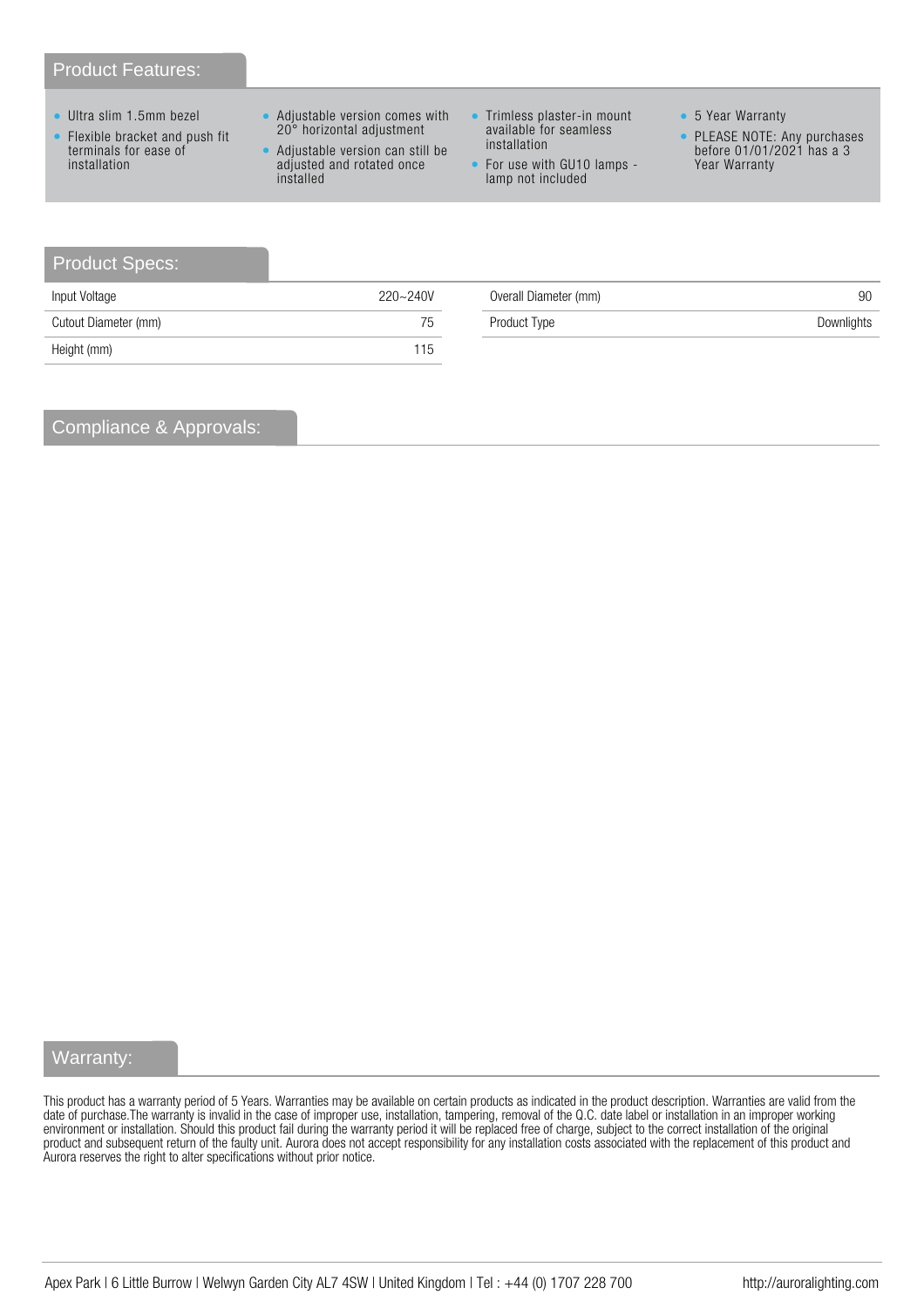## Product Features:

- Ultra slim 1.5mm bezel
- Flexible bracket and push fit terminals for ease of installation
- Adjustable version comes with 20° horizontal adjustment
- Adjustable version can still be adjusted and rotated once installed
- Trimless plaster-in mount available for seamless installation
- For use with GU10 lamps - lamp not included
- 5 Year Warranty
- PLEASE NOTE: Any purchases before 01/01/2021 has a 3 Year Warranty

## Product Specs:

| | | | |
|---|---|---|---|
| Input Voltage | 220~240V | Overall Diameter (mm) | 90 |
| Cutout Diameter (mm) | 75 | Product Type | Downlights |
| Height (mm) | 115 | | |

## Compliance & Approvals:

## Warranty:

This product has a warranty period of 5 Years. Warranties may be available on certain products as indicated in the product description. Warranties are valid from the date of purchase.The warranty is invalid in the case of improper use, installation, tampering, removal of the Q.C. date label or installation in an improper working environment or installation. Should this product fail during the warranty period it will be replaced free of charge, subject to the correct installation of the original product and subsequent return of the faulty unit. Aurora does not accept responsibility for any installation costs associated with the replacement of this product and Aurora reserves the right to alter specifications without prior notice.

Apex Park | 6 Little Burrow | Welwyn Garden City AL7 4SW | United Kingdom | Tel : +44 (0) 1707 228 700 http://auroralighting.com